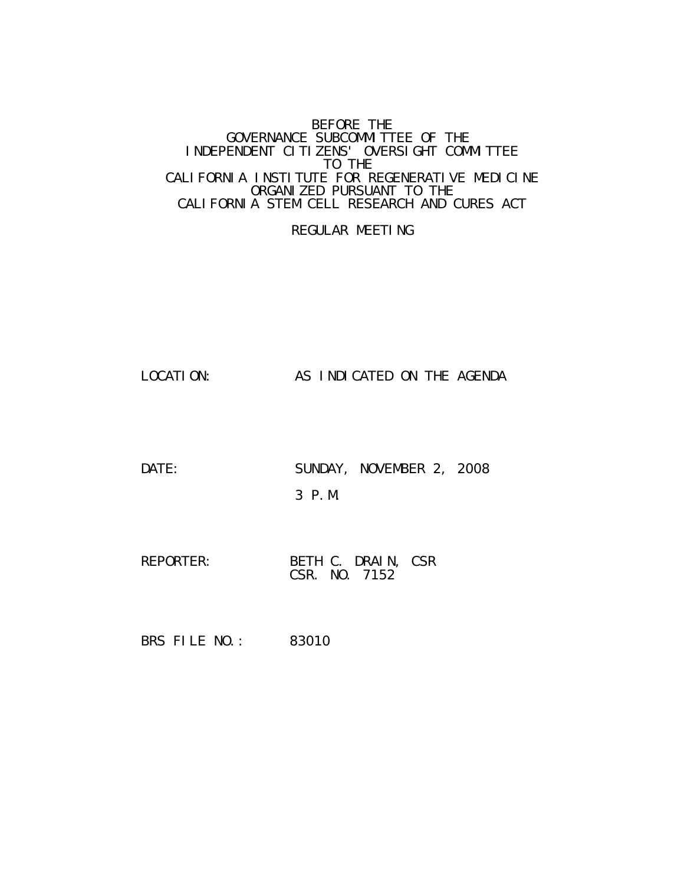BEFORE THE
GOVERNANCE SUBCOMMITTEE OF THE
INDEPENDENT CITIZENS' OVERSIGHT COMMITTEE
TO THE
CALIFORNIA INSTITUTE FOR REGENERATIVE MEDICINE
ORGANIZED PURSUANT TO THE
CALIFORNIA STEM CELL RESEARCH AND CURES ACT

REGULAR MEETING

LOCATION: AS INDICATED ON THE AGENDA

DATE: SUNDAY, NOVEMBER 2, 2008

3 P.M.

REPORTER: BETH C. DRAIN, CSR
CSR. NO. 7152

BRS FILE NO.: 83010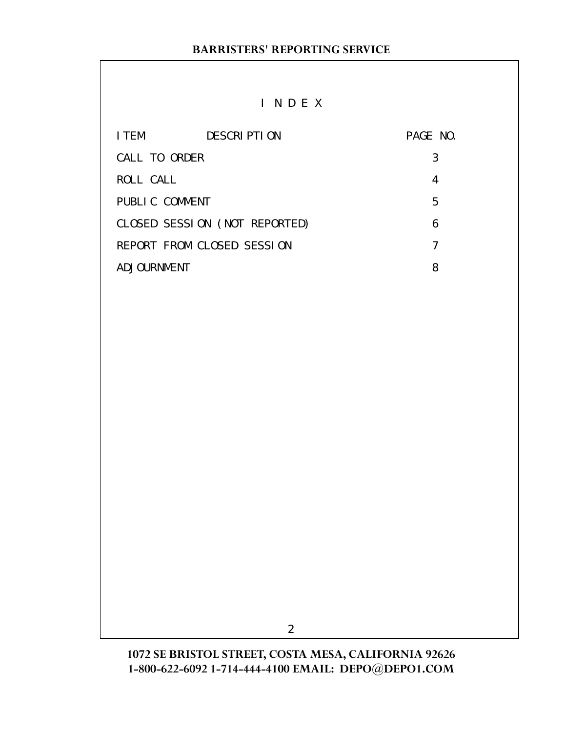# I N D E X

| ITEM DESCRIPTION | PAGE NO. |
| --- | --- |
| CALL TO ORDER | 3 |
| ROLL CALL | 4 |
| PUBLIC COMMENT | 5 |
| CLOSED SESSION (NOT REPORTED) | 6 |
| REPORT FROM CLOSED SESSION | 7 |
| ADJOURNMENT | 8 |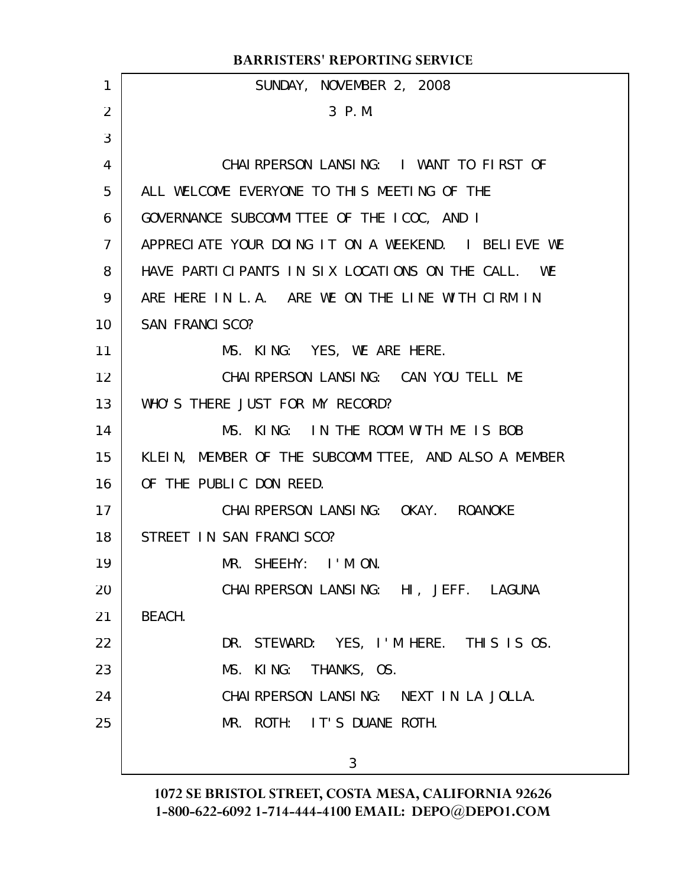SUNDAY, NOVEMBER 2, 2008

3 P.M.

CHAIRPERSON LANSING: I WANT TO FIRST OF ALL WELCOME EVERYONE TO THIS MEETING OF THE GOVERNANCE SUBCOMMITTEE OF THE ICOC, AND I APPRECIATE YOUR DOING IT ON A WEEKEND. I BELIEVE WE HAVE PARTICIPANTS IN SIX LOCATIONS ON THE CALL. WE ARE HERE IN L.A. ARE WE ON THE LINE WITH CIRM IN SAN FRANCISCO?

MS. KING: YES, WE ARE HERE.

CHAIRPERSON LANSING: CAN YOU TELL ME WHO'S THERE JUST FOR MY RECORD?

MS. KING: IN THE ROOM WITH ME IS BOB KLEIN, MEMBER OF THE SUBCOMMITTEE, AND ALSO A MEMBER OF THE PUBLIC DON REED.

CHAIRPERSON LANSING: OKAY. ROANOKE STREET IN SAN FRANCISCO?

MR. SHEEHY: I'M ON.

CHAIRPERSON LANSING: HI, JEFF. LAGUNA BEACH.

DR. STEWARD: YES, I'M HERE. THIS IS OS.

MS. KING: THANKS, OS.

CHAIRPERSON LANSING: NEXT IN LA JOLLA.

MR. ROTH: IT'S DUANE ROTH.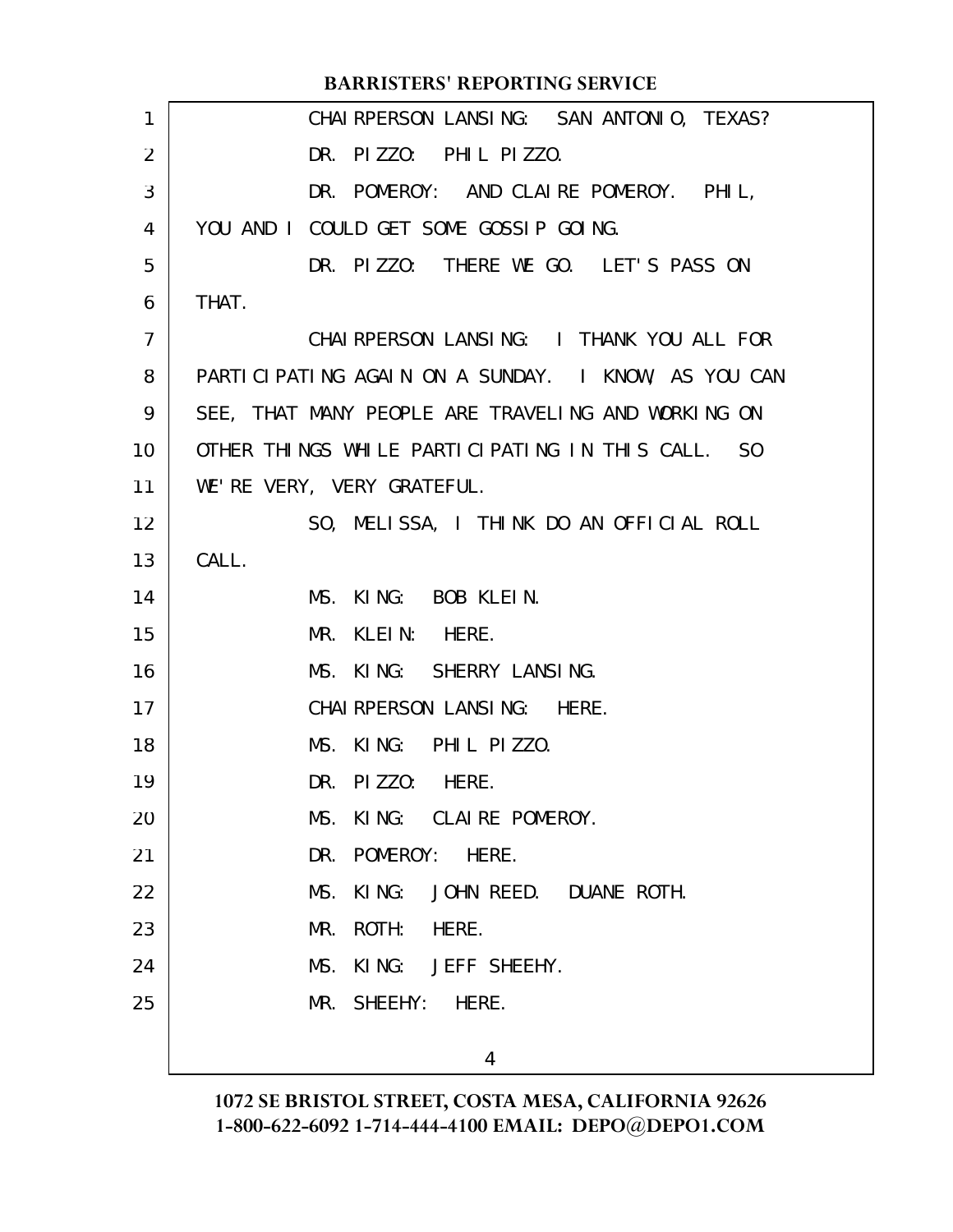CHAIRPERSON LANSING: SAN ANTONIO, TEXAS?

DR. PIZZO: PHIL PIZZO.

DR. POMEROY: AND CLAIRE POMEROY. PHIL, YOU AND I COULD GET SOME GOSSIP GOING.

DR. PIZZO: THERE WE GO. LET'S PASS ON THAT.

CHAIRPERSON LANSING: I THANK YOU ALL FOR PARTICIPATING AGAIN ON A SUNDAY. I KNOW, AS YOU CAN SEE, THAT MANY PEOPLE ARE TRAVELING AND WORKING ON OTHER THINGS WHILE PARTICIPATING IN THIS CALL. SO WE'RE VERY, VERY GRATEFUL.

SO, MELISSA, I THINK DO AN OFFICIAL ROLL CALL.

MS. KING: BOB KLEIN.

MR. KLEIN: HERE.

MS. KING: SHERRY LANSING.

CHAIRPERSON LANSING: HERE.

MS. KING: PHIL PIZZO.

DR. PIZZO: HERE.

MS. KING: CLAIRE POMEROY.

DR. POMEROY: HERE.

MS. KING: JOHN REED. DUANE ROTH.

MR. ROTH: HERE.

MS. KING: JEFF SHEEHY.

MR. SHEEHY: HERE.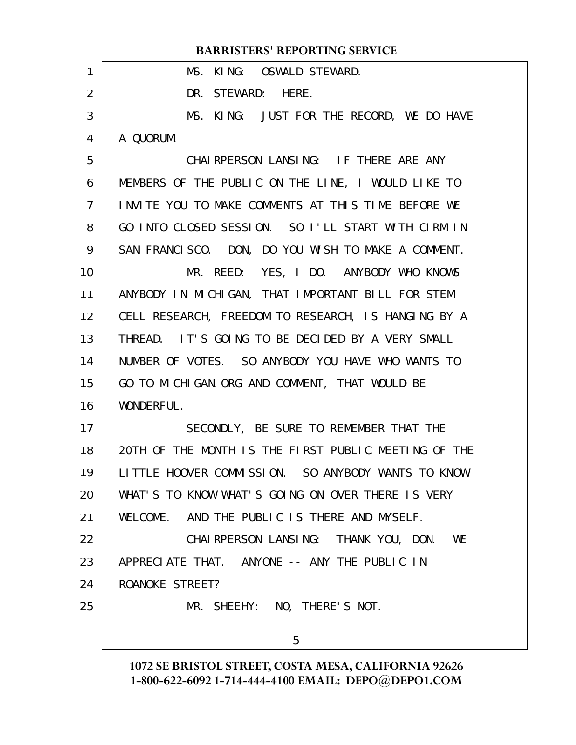MS. KING: OSWALD STEWARD.

DR. STEWARD: HERE.

MS. KING: JUST FOR THE RECORD, WE DO HAVE A QUORUM.

CHAIRPERSON LANSING: IF THERE ARE ANY MEMBERS OF THE PUBLIC ON THE LINE, I WOULD LIKE TO INVITE YOU TO MAKE COMMENTS AT THIS TIME BEFORE WE GO INTO CLOSED SESSION. SO I'LL START WITH CIRM IN SAN FRANCISCO. DON, DO YOU WISH TO MAKE A COMMENT.

MR. REED: YES, I DO. ANYBODY WHO KNOWS ANYBODY IN MICHIGAN, THAT IMPORTANT BILL FOR STEM CELL RESEARCH, FREEDOM TO RESEARCH, IS HANGING BY A THREAD. IT'S GOING TO BE DECIDED BY A VERY SMALL NUMBER OF VOTES. SO ANYBODY YOU HAVE WHO WANTS TO GO TO MICHIGAN.ORG AND COMMENT, THAT WOULD BE WONDERFUL.

SECONDLY, BE SURE TO REMEMBER THAT THE 20TH OF THE MONTH IS THE FIRST PUBLIC MEETING OF THE LITTLE HOOVER COMMISSION. SO ANYBODY WANTS TO KNOW WHAT'S TO KNOW WHAT'S GOING ON OVER THERE IS VERY WELCOME. AND THE PUBLIC IS THERE AND MYSELF.

CHAIRPERSON LANSING: THANK YOU, DON. WE APPRECIATE THAT. ANYONE -- ANY THE PUBLIC IN ROANOKE STREET?

MR. SHEEHY: NO, THERE'S NOT.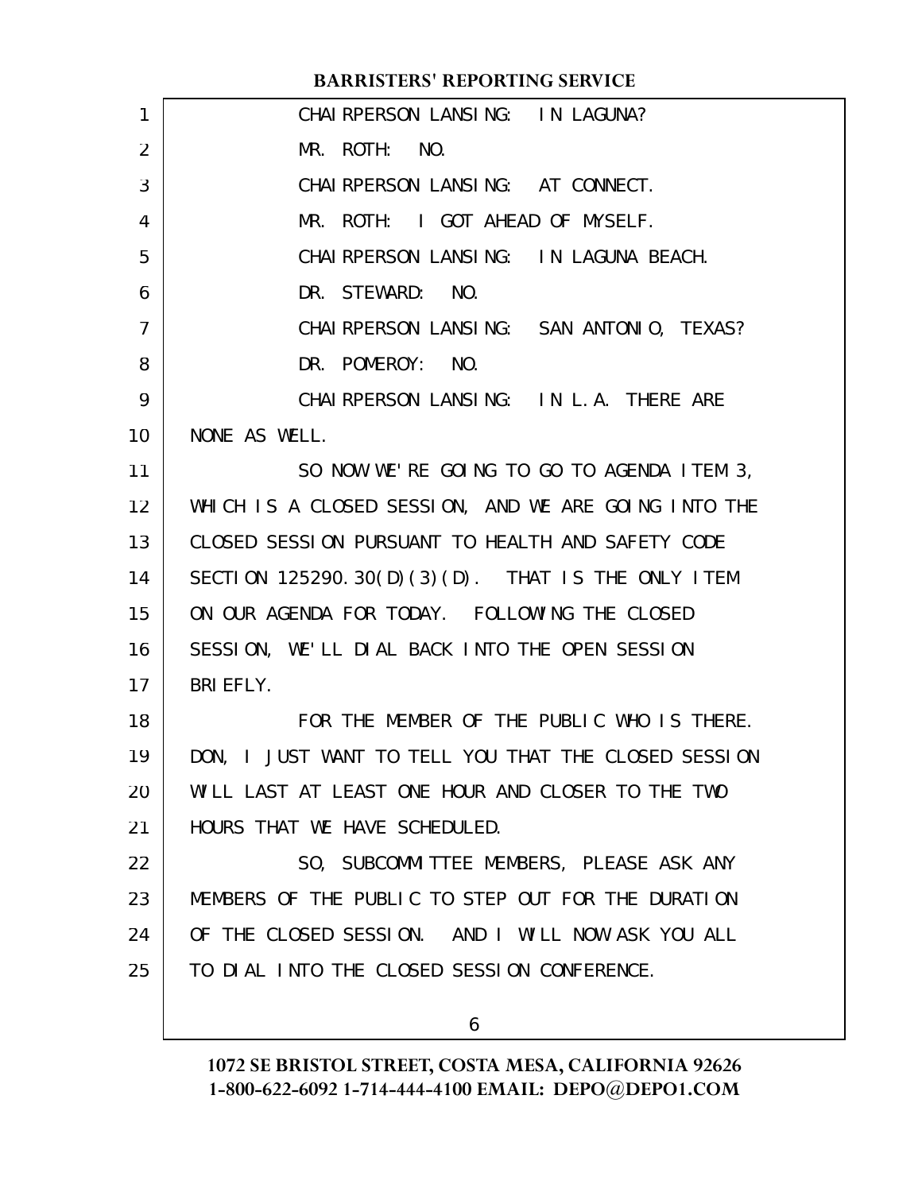CHAIRPERSON LANSING: IN LAGUNA?

MR. ROTH: NO.

CHAIRPERSON LANSING: AT CONNECT.

MR. ROTH: I GOT AHEAD OF MYSELF.

CHAIRPERSON LANSING: IN LAGUNA BEACH.

DR. STEWARD: NO.

CHAIRPERSON LANSING: SAN ANTONIO, TEXAS?

DR. POMEROY: NO.

CHAIRPERSON LANSING: IN L.A. THERE ARE NONE AS WELL.

SO NOW WE'RE GOING TO GO TO AGENDA ITEM 3, WHICH IS A CLOSED SESSION, AND WE ARE GOING INTO THE CLOSED SESSION PURSUANT TO HEALTH AND SAFETY CODE SECTION 125290.30(D)(3)(D). THAT IS THE ONLY ITEM ON OUR AGENDA FOR TODAY. FOLLOWING THE CLOSED SESSION, WE'LL DIAL BACK INTO THE OPEN SESSION BRIEFLY.

FOR THE MEMBER OF THE PUBLIC WHO IS THERE. DON, I JUST WANT TO TELL YOU THAT THE CLOSED SESSION WILL LAST AT LEAST ONE HOUR AND CLOSER TO THE TWO HOURS THAT WE HAVE SCHEDULED.

SO, SUBCOMMITTEE MEMBERS, PLEASE ASK ANY MEMBERS OF THE PUBLIC TO STEP OUT FOR THE DURATION OF THE CLOSED SESSION. AND I WILL NOW ASK YOU ALL TO DIAL INTO THE CLOSED SESSION CONFERENCE.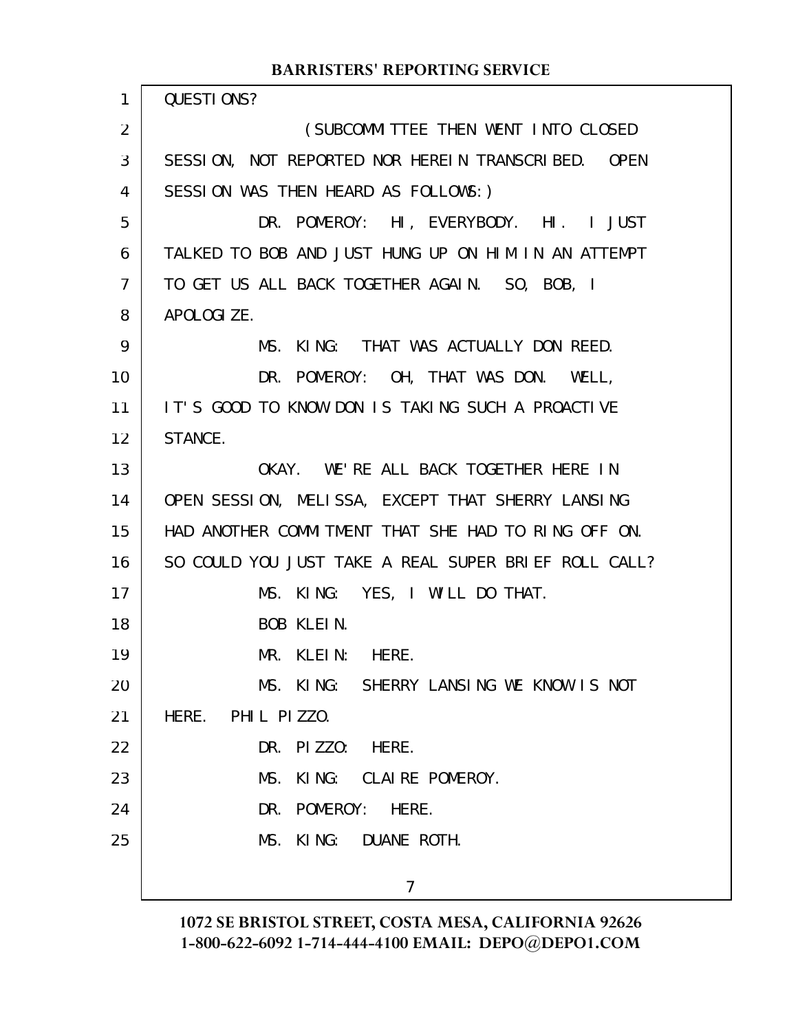QUESTIONS?

(SUBCOMMITTEE THEN WENT INTO CLOSED SESSION, NOT REPORTED NOR HEREIN TRANSCRIBED. OPEN SESSION WAS THEN HEARD AS FOLLOWS:)

DR. POMEROY: HI, EVERYBODY. HI. I JUST TALKED TO BOB AND JUST HUNG UP ON HIM IN AN ATTEMPT TO GET US ALL BACK TOGETHER AGAIN. SO, BOB, I APOLOGIZE.

MS. KING: THAT WAS ACTUALLY DON REED.

DR. POMEROY: OH, THAT WAS DON. WELL, IT'S GOOD TO KNOW DON IS TAKING SUCH A PROACTIVE STANCE.

OKAY. WE'RE ALL BACK TOGETHER HERE IN OPEN SESSION, MELISSA, EXCEPT THAT SHERRY LANSING HAD ANOTHER COMMITMENT THAT SHE HAD TO RING OFF ON. SO COULD YOU JUST TAKE A REAL SUPER BRIEF ROLL CALL?

MS. KING: YES, I WILL DO THAT.

BOB KLEIN.

MR. KLEIN: HERE.

MS. KING: SHERRY LANSING WE KNOW IS NOT HERE. PHIL PIZZO.

DR. PIZZO: HERE.

MS. KING: CLAIRE POMEROY.

DR. POMEROY: HERE.

MS. KING: DUANE ROTH.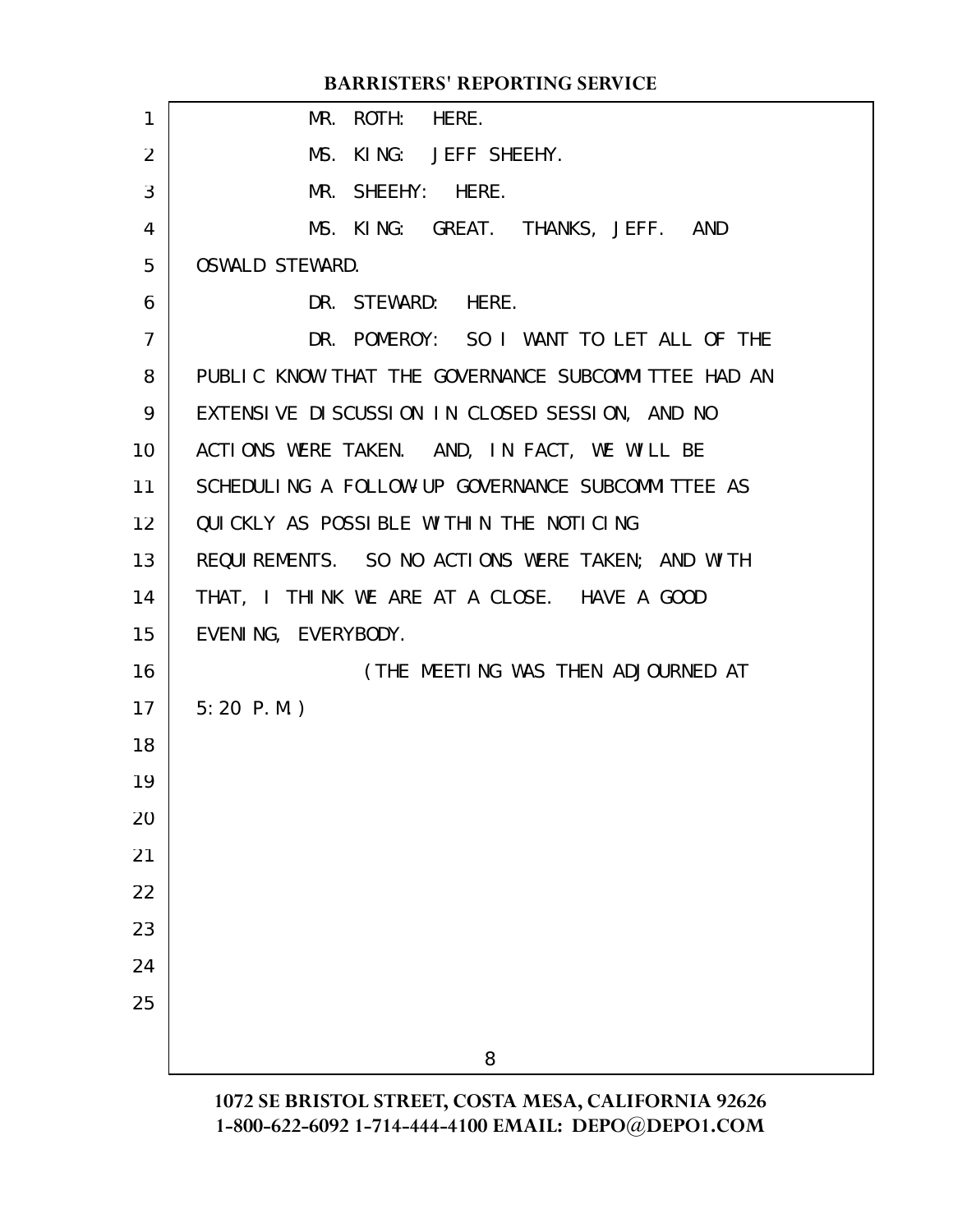MR. ROTH: HERE.

MS. KING: JEFF SHEEHY.

MR. SHEEHY: HERE.

MS. KING: GREAT. THANKS, JEFF. AND OSWALD STEWARD.

DR. STEWARD: HERE.

DR. POMEROY: SO I WANT TO LET ALL OF THE PUBLIC KNOW THAT THE GOVERNANCE SUBCOMMITTEE HAD AN EXTENSIVE DISCUSSION IN CLOSED SESSION, AND NO ACTIONS WERE TAKEN. AND, IN FACT, WE WILL BE SCHEDULING A FOLLOW-UP GOVERNANCE SUBCOMMITTEE AS QUICKLY AS POSSIBLE WITHIN THE NOTICING REQUIREMENTS. SO NO ACTIONS WERE TAKEN; AND WITH THAT, I THINK WE ARE AT A CLOSE. HAVE A GOOD EVENING, EVERYBODY.

(THE MEETING WAS THEN ADJOURNED AT 5:20 P.M.)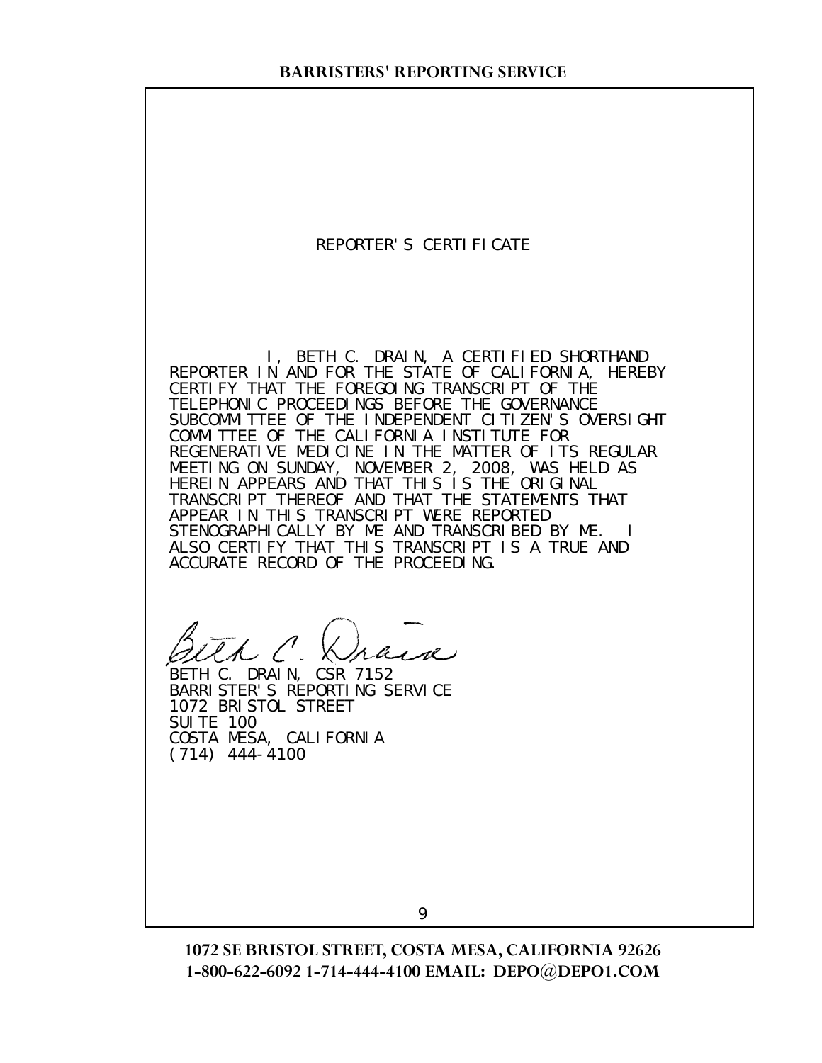# REPORTER'S CERTIFICATE

I, BETH C. DRAIN, A CERTIFIED SHORTHAND REPORTER IN AND FOR THE STATE OF CALIFORNIA, HEREBY CERTIFY THAT THE FOREGOING TRANSCRIPT OF THE TELEPHONIC PROCEEDINGS BEFORE THE GOVERNANCE SUBCOMMITTEE OF THE INDEPENDENT CITIZEN'S OVERSIGHT COMMITTEE OF THE CALIFORNIA INSTITUTE FOR REGENERATIVE MEDICINE IN THE MATTER OF ITS REGULAR MEETING ON SUNDAY, NOVEMBER 2, 2008, WAS HELD AS HEREIN APPEARS AND THAT THIS IS THE ORIGINAL TRANSCRIPT THEREOF AND THAT THE STATEMENTS THAT APPEAR IN THIS TRANSCRIPT WERE REPORTED STENOGRAPHICALLY BY ME AND TRANSCRIBED BY ME. I ALSO CERTIFY THAT THIS TRANSCRIPT IS A TRUE AND ACCURATE RECORD OF THE PROCEEDING.

Beth C. Drain

BETH C. DRAIN, CSR 7152
BARRISTER'S REPORTING SERVICE
1072 BRISTOL STREET
SUITE 100
COSTA MESA, CALIFORNIA
(714) 444-4100